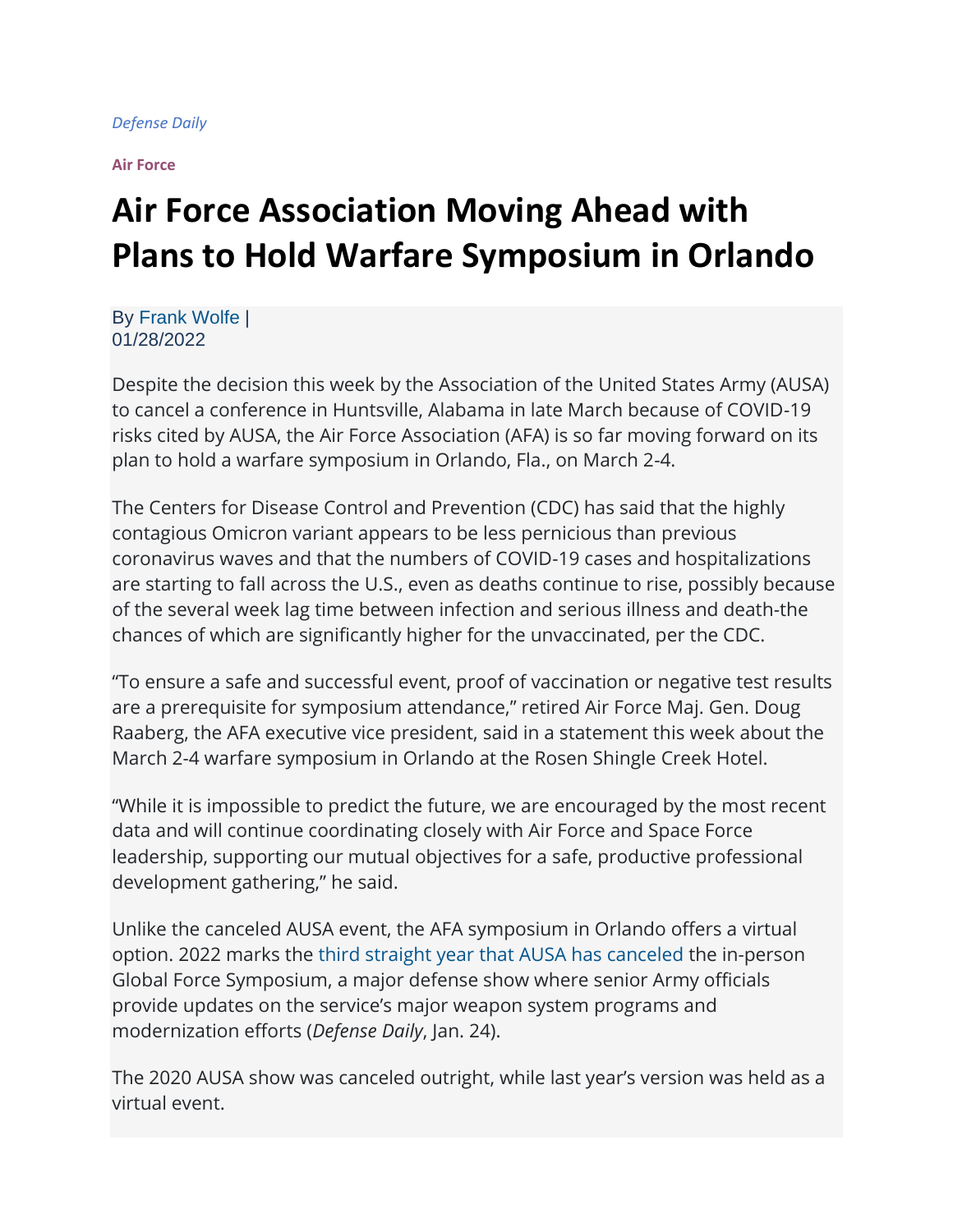*Defense Daily*

**Air Force**

# Air Force Association Moving Ahead with Plans to Hold Warfare Symposium in Orlando

By Frank Wolfe |
01/28/2022

Despite the decision this week by the Association of the United States Army (AUSA) to cancel a conference in Huntsville, Alabama in late March because of COVID-19 risks cited by AUSA, the Air Force Association (AFA) is so far moving forward on its plan to hold a warfare symposium in Orlando, Fla., on March 2-4.

The Centers for Disease Control and Prevention (CDC) has said that the highly contagious Omicron variant appears to be less pernicious than previous coronavirus waves and that the numbers of COVID-19 cases and hospitalizations are starting to fall across the U.S., even as deaths continue to rise, possibly because of the several week lag time between infection and serious illness and death-the chances of which are significantly higher for the unvaccinated, per the CDC.

"To ensure a safe and successful event, proof of vaccination or negative test results are a prerequisite for symposium attendance," retired Air Force Maj. Gen. Doug Raaberg, the AFA executive vice president, said in a statement this week about the March 2-4 warfare symposium in Orlando at the Rosen Shingle Creek Hotel.

"While it is impossible to predict the future, we are encouraged by the most recent data and will continue coordinating closely with Air Force and Space Force leadership, supporting our mutual objectives for a safe, productive professional development gathering," he said.

Unlike the canceled AUSA event, the AFA symposium in Orlando offers a virtual option. 2022 marks the third straight year that AUSA has canceled the in-person Global Force Symposium, a major defense show where senior Army officials provide updates on the service's major weapon system programs and modernization efforts (*Defense Daily*, Jan. 24).

The 2020 AUSA show was canceled outright, while last year's version was held as a virtual event.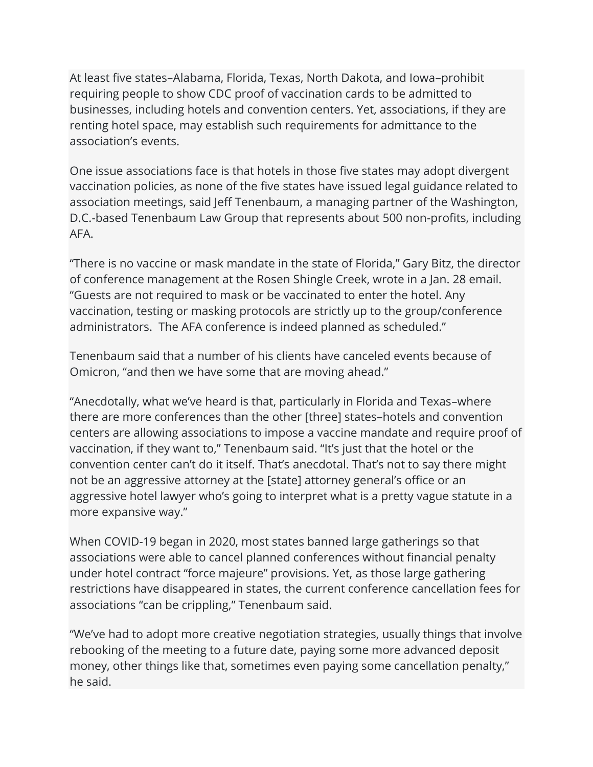At least five states–Alabama, Florida, Texas, North Dakota, and Iowa–prohibit requiring people to show CDC proof of vaccination cards to be admitted to businesses, including hotels and convention centers. Yet, associations, if they are renting hotel space, may establish such requirements for admittance to the association's events.

One issue associations face is that hotels in those five states may adopt divergent vaccination policies, as none of the five states have issued legal guidance related to association meetings, said Jeff Tenenbaum, a managing partner of the Washington, D.C.-based Tenenbaum Law Group that represents about 500 non-profits, including AFA.

"There is no vaccine or mask mandate in the state of Florida," Gary Bitz, the director of conference management at the Rosen Shingle Creek, wrote in a Jan. 28 email. "Guests are not required to mask or be vaccinated to enter the hotel. Any vaccination, testing or masking protocols are strictly up to the group/conference administrators. The AFA conference is indeed planned as scheduled."

Tenenbaum said that a number of his clients have canceled events because of Omicron, "and then we have some that are moving ahead."

"Anecdotally, what we've heard is that, particularly in Florida and Texas–where there are more conferences than the other [three] states–hotels and convention centers are allowing associations to impose a vaccine mandate and require proof of vaccination, if they want to," Tenenbaum said. "It's just that the hotel or the convention center can't do it itself. That's anecdotal. That's not to say there might not be an aggressive attorney at the [state] attorney general's office or an aggressive hotel lawyer who's going to interpret what is a pretty vague statute in a more expansive way."

When COVID-19 began in 2020, most states banned large gatherings so that associations were able to cancel planned conferences without financial penalty under hotel contract "force majeure" provisions. Yet, as those large gathering restrictions have disappeared in states, the current conference cancellation fees for associations "can be crippling," Tenenbaum said.

"We've had to adopt more creative negotiation strategies, usually things that involve rebooking of the meeting to a future date, paying some more advanced deposit money, other things like that, sometimes even paying some cancellation penalty," he said.